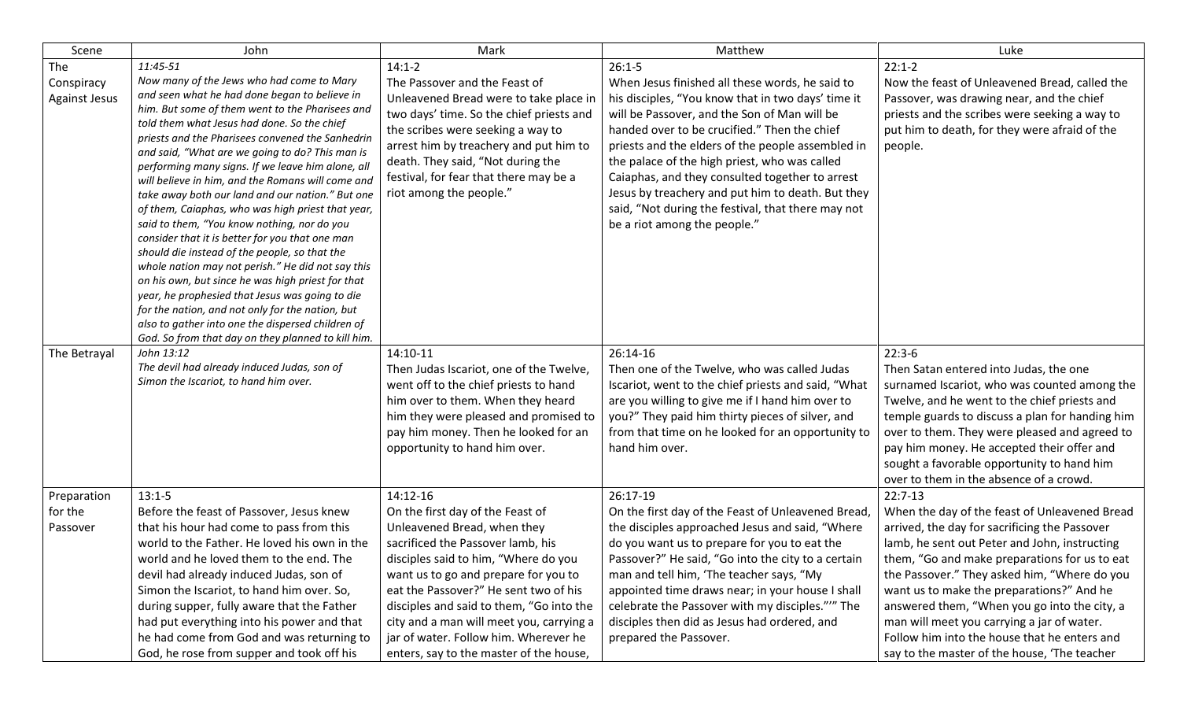| Scene | John | Mark | Matthew | Luke |
|---|---|---|---|---|
| The Conspiracy Against Jesus | *11:45-51* *Now many of the Jews who had come to Mary and seen what he had done began to believe in him. But some of them went to the Pharisees and told them what Jesus had done. So the chief priests and the Pharisees convened the Sanhedrin and said, "What are we going to do? This man is performing many signs. If we leave him alone, all will believe in him, and the Romans will come and take away both our land and our nation." But one of them, Caiaphas, who was high priest that year, said to them, "You know nothing, nor do you consider that it is better for you that one man should die instead of the people, so that the whole nation may not perish." He did not say this on his own, but since he was high priest for that year, he prophesied that Jesus was going to die for the nation, and not only for the nation, but also to gather into one the dispersed children of God. So from that day on they planned to kill him.* | 14:1-2 The Passover and the Feast of Unleavened Bread were to take place in two days' time. So the chief priests and the scribes were seeking a way to arrest him by treachery and put him to death. They said, "Not during the festival, for fear that there may be a riot among the people." | 26:1-5 When Jesus finished all these words, he said to his disciples, "You know that in two days' time it will be Passover, and the Son of Man will be handed over to be crucified." Then the chief priests and the elders of the people assembled in the palace of the high priest, who was called Caiaphas, and they consulted together to arrest Jesus by treachery and put him to death. But they said, "Not during the festival, that there may not be a riot among the people." | 22:1-2 Now the feast of Unleavened Bread, called the Passover, was drawing near, and the chief priests and the scribes were seeking a way to put him to death, for they were afraid of the people. |
| The Betrayal | *John 13:12* *The devil had already induced Judas, son of Simon the Iscariot, to hand him over.* | 14:10-11 Then Judas Iscariot, one of the Twelve, went off to the chief priests to hand him over to them. When they heard him they were pleased and promised to pay him money. Then he looked for an opportunity to hand him over. | 26:14-16 Then one of the Twelve, who was called Judas Iscariot, went to the chief priests and said, "What are you willing to give me if I hand him over to you?" They paid him thirty pieces of silver, and from that time on he looked for an opportunity to hand him over. | 22:3-6 Then Satan entered into Judas, the one surnamed Iscariot, who was counted among the Twelve, and he went to the chief priests and temple guards to discuss a plan for handing him over to them. They were pleased and agreed to pay him money. He accepted their offer and sought a favorable opportunity to hand him over to them in the absence of a crowd. |
| Preparation for the Passover | 13:1-5 Before the feast of Passover, Jesus knew that his hour had come to pass from this world to the Father. He loved his own in the world and he loved them to the end. The devil had already induced Judas, son of Simon the Iscariot, to hand him over. So, during supper, fully aware that the Father had put everything into his power and that he had come from God and was returning to God, he rose from supper and took off his | 14:12-16 On the first day of the Feast of Unleavened Bread, when they sacrificed the Passover lamb, his disciples said to him, "Where do you want us to go and prepare for you to eat the Passover?" He sent two of his disciples and said to them, "Go into the city and a man will meet you, carrying a jar of water. Follow him. Wherever he enters, say to the master of the house, | 26:17-19 On the first day of the Feast of Unleavened Bread, the disciples approached Jesus and said, "Where do you want us to prepare for you to eat the Passover?" He said, "Go into the city to a certain man and tell him, 'The teacher says, "My appointed time draws near; in your house I shall celebrate the Passover with my disciples."'" The disciples then did as Jesus had ordered, and prepared the Passover. | 22:7-13 When the day of the feast of Unleavened Bread arrived, the day for sacrificing the Passover lamb, he sent out Peter and John, instructing them, "Go and make preparations for us to eat the Passover." They asked him, "Where do you want us to make the preparations?" And he answered them, "When you go into the city, a man will meet you carrying a jar of water. Follow him into the house that he enters and say to the master of the house, 'The teacher |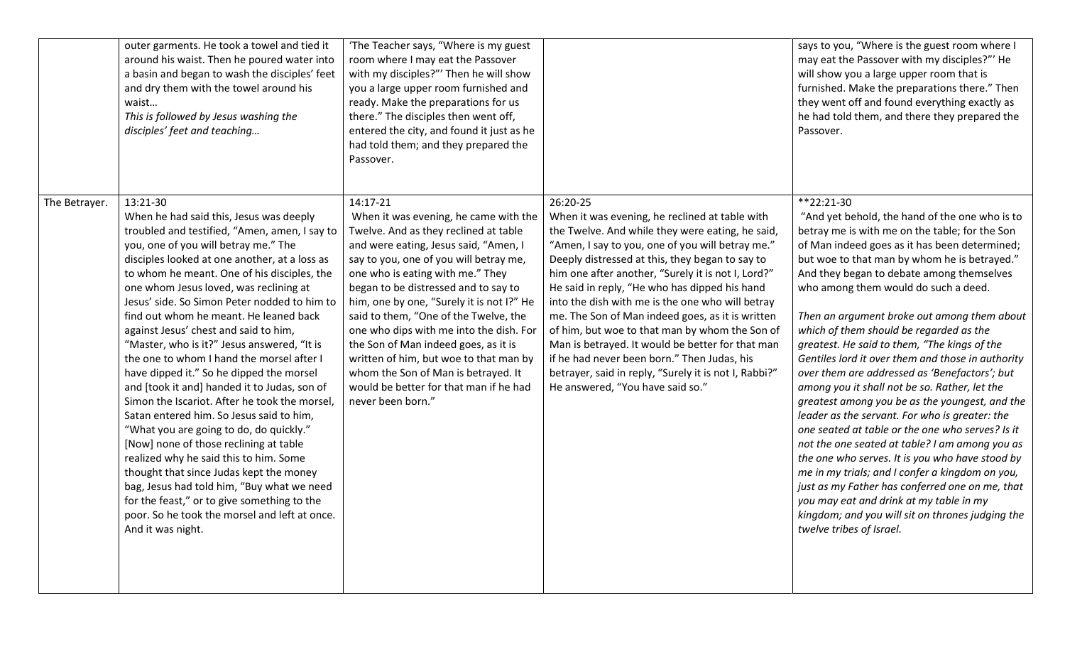| | | | | |
|---|---|---|---|---|
| | outer garments. He took a towel and tied it around his waist. Then he poured water into a basin and began to wash the disciples' feet and dry them with the towel around his waist…<br>*This is followed by Jesus washing the disciples' feet and teaching…* | 'The Teacher says, "Where is my guest room where I may eat the Passover with my disciples?"' Then he will show you a large upper room furnished and ready. Make the preparations for us there." The disciples then went off, entered the city, and found it just as he had told them; and they prepared the Passover. | | says to you, "Where is the guest room where I may eat the Passover with my disciples?"' He will show you a large upper room that is furnished. Make the preparations there." Then they went off and found everything exactly as he had told them, and there they prepared the Passover. |
| The Betrayer. | 13:21-30<br>When he had said this, Jesus was deeply troubled and testified, "Amen, amen, I say to you, one of you will betray me." The disciples looked at one another, at a loss as to whom he meant. One of his disciples, the one whom Jesus loved, was reclining at Jesus' side. So Simon Peter nodded to him to find out whom he meant. He leaned back against Jesus' chest and said to him, "Master, who is it?" Jesus answered, "It is the one to whom I hand the morsel after I have dipped it." So he dipped the morsel and [took it and] handed it to Judas, son of Simon the Iscariot. After he took the morsel, Satan entered him. So Jesus said to him, "What you are going to do, do quickly." [Now] none of those reclining at table realized why he said this to him. Some thought that since Judas kept the money bag, Jesus had told him, "Buy what we need for the feast," or to give something to the poor. So he took the morsel and left at once. And it was night. | 14:17-21<br>When it was evening, he came with the Twelve. And as they reclined at table and were eating, Jesus said, "Amen, I say to you, one of you will betray me, one who is eating with me." They began to be distressed and to say to him, one by one, "Surely it is not I?" He said to them, "One of the Twelve, the one who dips with me into the dish. For the Son of Man indeed goes, as it is written of him, but woe to that man by whom the Son of Man is betrayed. It would be better for that man if he had never been born." | 26:20-25<br>When it was evening, he reclined at table with the Twelve. And while they were eating, he said, "Amen, I say to you, one of you will betray me." Deeply distressed at this, they began to say to him one after another, "Surely it is not I, Lord?" He said in reply, "He who has dipped his hand into the dish with me is the one who will betray me. The Son of Man indeed goes, as it is written of him, but woe to that man by whom the Son of Man is betrayed. It would be better for that man if he had never been born." Then Judas, his betrayer, said in reply, "Surely it is not I, Rabbi?" He answered, "You have said so." | **22:21-30<br>"And yet behold, the hand of the one who is to betray me is with me on the table; for the Son of Man indeed goes as it has been determined; but woe to that man by whom he is betrayed." And they began to debate among themselves who among them would do such a deed.<br><br>*Then an argument broke out among them about which of them should be regarded as the greatest. He said to them, "The kings of the Gentiles lord it over them and those in authority over them are addressed as 'Benefactors'; but among you it shall not be so. Rather, let the greatest among you be as the youngest, and the leader as the servant. For who is greater: the one seated at table or the one who serves? Is it not the one seated at table? I am among you as the one who serves. It is you who have stood by me in my trials; and I confer a kingdom on you, just as my Father has conferred one on me, that you may eat and drink at my table in my kingdom; and you will sit on thrones judging the twelve tribes of Israel.* |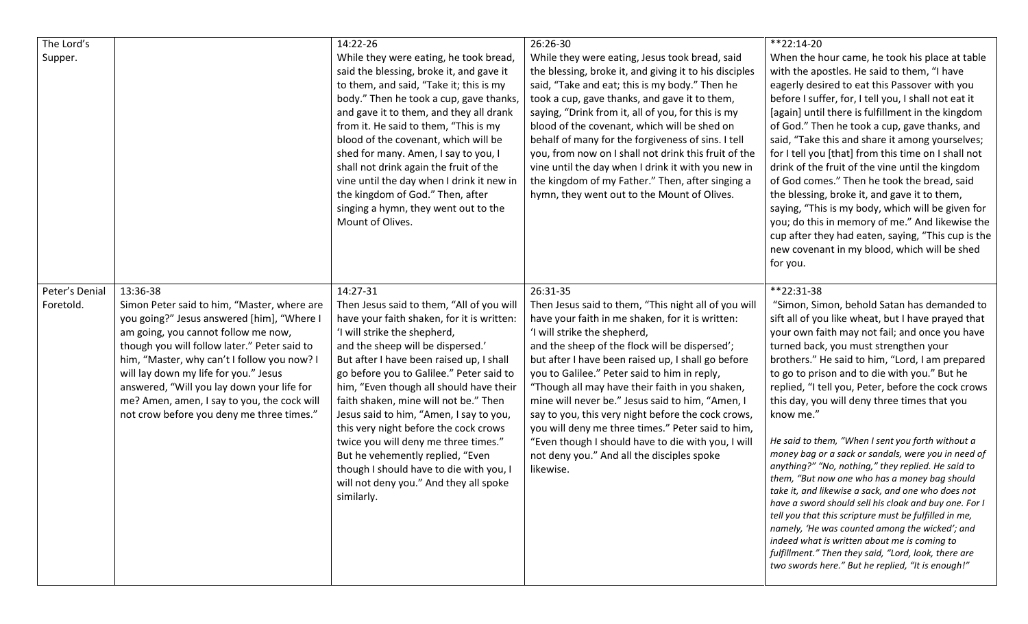| | | | | |
|---|---|---|---|---|
| The Lord's Supper. | | 14:22-26<br>While they were eating, he took bread, said the blessing, broke it, and gave it to them, and said, "Take it; this is my body." Then he took a cup, gave thanks, and gave it to them, and they all drank from it. He said to them, "This is my blood of the covenant, which will be shed for many. Amen, I say to you, I shall not drink again the fruit of the vine until the day when I drink it new in the kingdom of God." Then, after singing a hymn, they went out to the Mount of Olives. | 26:26-30<br>While they were eating, Jesus took bread, said the blessing, broke it, and giving it to his disciples said, "Take and eat; this is my body." Then he took a cup, gave thanks, and gave it to them, saying, "Drink from it, all of you, for this is my blood of the covenant, which will be shed on behalf of many for the forgiveness of sins. I tell you, from now on I shall not drink this fruit of the vine until the day when I drink it with you new in the kingdom of my Father." Then, after singing a hymn, they went out to the Mount of Olives. | **22:14-20<br>When the hour came, he took his place at table with the apostles. He said to them, "I have eagerly desired to eat this Passover with you before I suffer, for, I tell you, I shall not eat it [again] until there is fulfillment in the kingdom of God." Then he took a cup, gave thanks, and said, "Take this and share it among yourselves; for I tell you [that] from this time on I shall not drink of the fruit of the vine until the kingdom of God comes." Then he took the bread, said the blessing, broke it, and gave it to them, saying, "This is my body, which will be given for you; do this in memory of me." And likewise the cup after they had eaten, saying, "This cup is the new covenant in my blood, which will be shed for you. |
| Peter's Denial Foretold. | 13:36-38<br>Simon Peter said to him, "Master, where are you going?" Jesus answered [him], "Where I am going, you cannot follow me now, though you will follow later." Peter said to him, "Master, why can't I follow you now? I will lay down my life for you." Jesus answered, "Will you lay down your life for me? Amen, amen, I say to you, the cock will not crow before you deny me three times." | 14:27-31<br>Then Jesus said to them, "All of you will have your faith shaken, for it is written: 'I will strike the shepherd, and the sheep will be dispersed.' But after I have been raised up, I shall go before you to Galilee." Peter said to him, "Even though all should have their faith shaken, mine will not be." Then Jesus said to him, "Amen, I say to you, this very night before the cock crows twice you will deny me three times." But he vehemently replied, "Even though I should have to die with you, I will not deny you." And they all spoke similarly. | 26:31-35<br>Then Jesus said to them, "This night all of you will have your faith in me shaken, for it is written: 'I will strike the shepherd, and the sheep of the flock will be dispersed'; but after I have been raised up, I shall go before you to Galilee." Peter said to him in reply, "Though all may have their faith in you shaken, mine will never be." Jesus said to him, "Amen, I say to you, this very night before the cock crows, you will deny me three times." Peter said to him, "Even though I should have to die with you, I will not deny you." And all the disciples spoke likewise. | **22:31-38<br>"Simon, Simon, behold Satan has demanded to sift all of you like wheat, but I have prayed that your own faith may not fail; and once you have turned back, you must strengthen your brothers." He said to him, "Lord, I am prepared to go to prison and to die with you." But he replied, "I tell you, Peter, before the cock crows this day, you will deny three times that you know me."<br><br>*He said to them, "When I sent you forth without a money bag or a sack or sandals, were you in need of anything?" "No, nothing," they replied. He said to them, "But now one who has a money bag should take it, and likewise a sack, and one who does not have a sword should sell his cloak and buy one. For I tell you that this scripture must be fulfilled in me, namely, 'He was counted among the wicked'; and indeed what is written about me is coming to fulfillment." Then they said, "Lord, look, there are two swords here." But he replied, "It is enough!"* |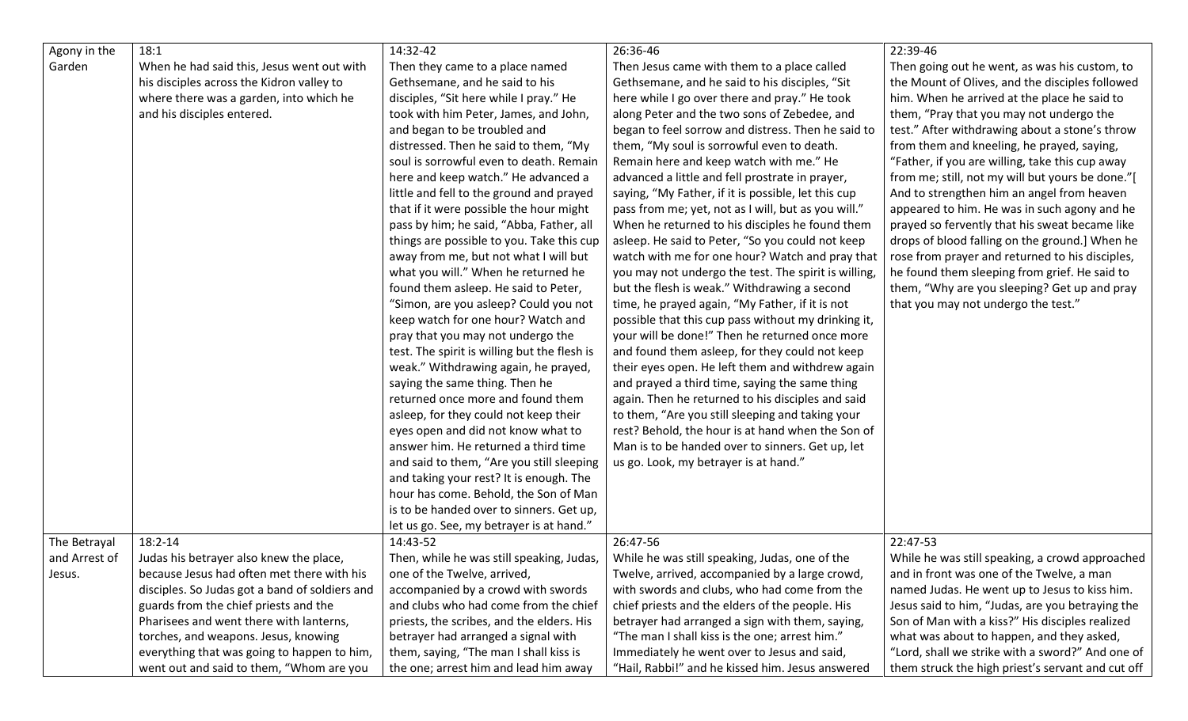| | | | | |
|---|---|---|---|---|
| Agony in the Garden | 18:1<br>When he had said this, Jesus went out with his disciples across the Kidron valley to where there was a garden, into which he and his disciples entered. | 14:32-42<br>Then they came to a place named Gethsemane, and he said to his disciples, "Sit here while I pray." He took with him Peter, James, and John, and began to be troubled and distressed. Then he said to them, "My soul is sorrowful even to death. Remain here and keep watch." He advanced a little and fell to the ground and prayed that if it were possible the hour might pass by him; he said, "Abba, Father, all things are possible to you. Take this cup away from me, but not what I will but what you will." When he returned he found them asleep. He said to Peter, "Simon, are you asleep? Could you not keep watch for one hour? Watch and pray that you may not undergo the test. The spirit is willing but the flesh is weak." Withdrawing again, he prayed, saying the same thing. Then he returned once more and found them asleep, for they could not keep their eyes open and did not know what to answer him. He returned a third time and said to them, "Are you still sleeping and taking your rest? It is enough. The hour has come. Behold, the Son of Man is to be handed over to sinners. Get up, let us go. See, my betrayer is at hand." | 26:36-46<br>Then Jesus came with them to a place called Gethsemane, and he said to his disciples, "Sit here while I go over there and pray." He took along Peter and the two sons of Zebedee, and began to feel sorrow and distress. Then he said to them, "My soul is sorrowful even to death. Remain here and keep watch with me." He advanced a little and fell prostrate in prayer, saying, "My Father, if it is possible, let this cup pass from me; yet, not as I will, but as you will." When he returned to his disciples he found them asleep. He said to Peter, "So you could not keep watch with me for one hour? Watch and pray that you may not undergo the test. The spirit is willing, but the flesh is weak." Withdrawing a second time, he prayed again, "My Father, if it is not possible that this cup pass without my drinking it, your will be done!" Then he returned once more and found them asleep, for they could not keep their eyes open. He left them and withdrew again and prayed a third time, saying the same thing again. Then he returned to his disciples and said to them, "Are you still sleeping and taking your rest? Behold, the hour is at hand when the Son of Man is to be handed over to sinners. Get up, let us go. Look, my betrayer is at hand." | 22:39-46<br>Then going out he went, as was his custom, to the Mount of Olives, and the disciples followed him. When he arrived at the place he said to them, "Pray that you may not undergo the test." After withdrawing about a stone's throw from them and kneeling, he prayed, saying, "Father, if you are willing, take this cup away from me; still, not my will but yours be done."[ And to strengthen him an angel from heaven appeared to him. He was in such agony and he prayed so fervently that his sweat became like drops of blood falling on the ground.] When he rose from prayer and returned to his disciples, he found them sleeping from grief. He said to them, "Why are you sleeping? Get up and pray that you may not undergo the test." |
| The Betrayal and Arrest of Jesus. | 18:2-14<br>Judas his betrayer also knew the place, because Jesus had often met there with his disciples. So Judas got a band of soldiers and guards from the chief priests and the Pharisees and went there with lanterns, torches, and weapons. Jesus, knowing everything that was going to happen to him, went out and said to them, "Whom are you | 14:43-52<br>Then, while he was still speaking, Judas, one of the Twelve, arrived, accompanied by a crowd with swords and clubs who had come from the chief priests, the scribes, and the elders. His betrayer had arranged a signal with them, saying, "The man I shall kiss is the one; arrest him and lead him away | 26:47-56<br>While he was still speaking, Judas, one of the Twelve, arrived, accompanied by a large crowd, with swords and clubs, who had come from the chief priests and the elders of the people. His betrayer had arranged a sign with them, saying, "The man I shall kiss is the one; arrest him." Immediately he went over to Jesus and said, "Hail, Rabbi!" and he kissed him. Jesus answered | 22:47-53<br>While he was still speaking, a crowd approached and in front was one of the Twelve, a man named Judas. He went up to Jesus to kiss him. Jesus said to him, "Judas, are you betraying the Son of Man with a kiss?" His disciples realized what was about to happen, and they asked, "Lord, shall we strike with a sword?" And one of them struck the high priest's servant and cut off |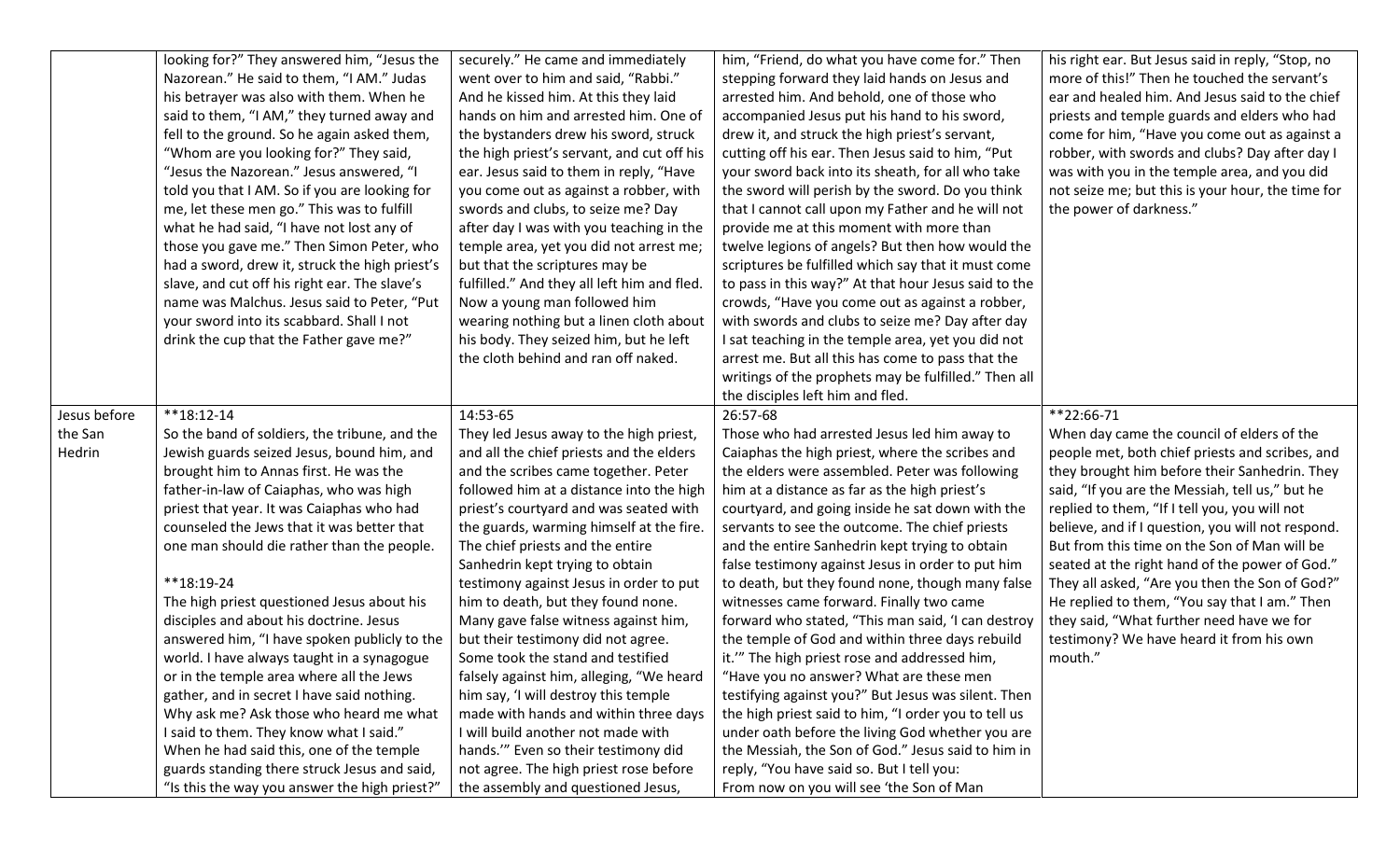| | | | | |
|---|---|---|---|---|
| | looking for?" They answered him, "Jesus the Nazorean." He said to them, "I AM." Judas his betrayer was also with them. When he said to them, "I AM," they turned away and fell to the ground. So he again asked them, "Whom are you looking for?" They said, "Jesus the Nazorean." Jesus answered, "I told you that I AM. So if you are looking for me, let these men go." This was to fulfill what he had said, "I have not lost any of those you gave me." Then Simon Peter, who had a sword, drew it, struck the high priest's slave, and cut off his right ear. The slave's name was Malchus. Jesus said to Peter, "Put your sword into its scabbard. Shall I not drink the cup that the Father gave me?" | securely." He came and immediately went over to him and said, "Rabbi." And he kissed him. At this they laid hands on him and arrested him. One of the bystanders drew his sword, struck the high priest's servant, and cut off his ear. Jesus said to them in reply, "Have you come out as against a robber, with swords and clubs, to seize me? Day after day I was with you teaching in the temple area, yet you did not arrest me; but that the scriptures may be fulfilled." And they all left him and fled. Now a young man followed him wearing nothing but a linen cloth about his body. They seized him, but he left the cloth behind and ran off naked. | him, "Friend, do what you have come for." Then stepping forward they laid hands on Jesus and arrested him. And behold, one of those who accompanied Jesus put his hand to his sword, drew it, and struck the high priest's servant, cutting off his ear. Then Jesus said to him, "Put your sword back into its sheath, for all who take the sword will perish by the sword. Do you think that I cannot call upon my Father and he will not provide me at this moment with more than twelve legions of angels? But then how would the scriptures be fulfilled which say that it must come to pass in this way?" At that hour Jesus said to the crowds, "Have you come out as against a robber, with swords and clubs to seize me? Day after day I sat teaching in the temple area, yet you did not arrest me. But all this has come to pass that the writings of the prophets may be fulfilled." Then all the disciples left him and fled. | his right ear. But Jesus said in reply, "Stop, no more of this!" Then he touched the servant's ear and healed him. And Jesus said to the chief priests and temple guards and elders who had come for him, "Have you come out as against a robber, with swords and clubs? Day after day I was with you in the temple area, and you did not seize me; but this is your hour, the time for the power of darkness." |
| Jesus before the San Hedrin | **18:12-14<br>So the band of soldiers, the tribune, and the Jewish guards seized Jesus, bound him, and brought him to Annas first. He was the father-in-law of Caiaphas, who was high priest that year. It was Caiaphas who had counseled the Jews that it was better that one man should die rather than the people.<br><br>**18:19-24<br>The high priest questioned Jesus about his disciples and about his doctrine. Jesus answered him, "I have spoken publicly to the world. I have always taught in a synagogue or in the temple area where all the Jews gather, and in secret I have said nothing. Why ask me? Ask those who heard me what I said to them. They know what I said." When he had said this, one of the temple guards standing there struck Jesus and said, "Is this the way you answer the high priest?" | 14:53-65<br>They led Jesus away to the high priest, and all the chief priests and the elders and the scribes came together. Peter followed him at a distance into the high priest's courtyard and was seated with the guards, warming himself at the fire. The chief priests and the entire Sanhedrin kept trying to obtain testimony against Jesus in order to put him to death, but they found none. Many gave false witness against him, but their testimony did not agree. Some took the stand and testified falsely against him, alleging, "We heard him say, 'I will destroy this temple made with hands and within three days I will build another not made with hands.'" Even so their testimony did not agree. The high priest rose before the assembly and questioned Jesus, | 26:57-68<br>Those who had arrested Jesus led him away to Caiaphas the high priest, where the scribes and the elders were assembled. Peter was following him at a distance as far as the high priest's courtyard, and going inside he sat down with the servants to see the outcome. The chief priests and the entire Sanhedrin kept trying to obtain false testimony against Jesus in order to put him to death, but they found none, though many false witnesses came forward. Finally two came forward who stated, "This man said, 'I can destroy the temple of God and within three days rebuild it.'" The high priest rose and addressed him, "Have you no answer? What are these men testifying against you?" But Jesus was silent. Then the high priest said to him, "I order you to tell us under oath before the living God whether you are the Messiah, the Son of God." Jesus said to him in reply, "You have said so. But I tell you: From now on you will see 'the Son of Man | **22:66-71<br>When day came the council of elders of the people met, both chief priests and scribes, and they brought him before their Sanhedrin. They said, "If you are the Messiah, tell us," but he replied to them, "If I tell you, you will not believe, and if I question, you will not respond. But from this time on the Son of Man will be seated at the right hand of the power of God." They all asked, "Are you then the Son of God?" He replied to them, "You say that I am." Then they said, "What further need have we for testimony? We have heard it from his own mouth." |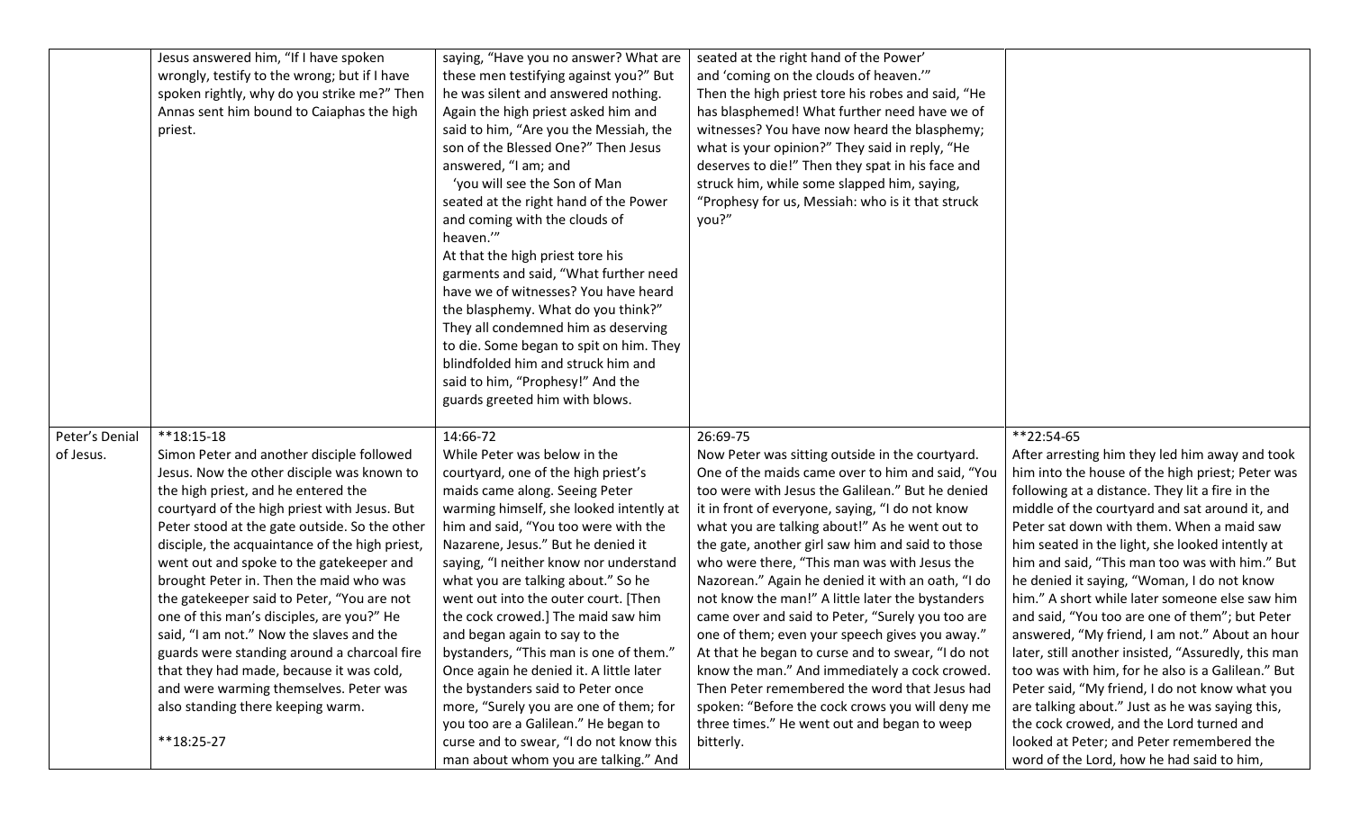| | | | | |
|---|---|---|---|---|
| | Jesus answered him, "If I have spoken wrongly, testify to the wrong; but if I have spoken rightly, why do you strike me?" Then Annas sent him bound to Caiaphas the high priest. | saying, "Have you no answer? What are these men testifying against you?" But he was silent and answered nothing. Again the high priest asked him and said to him, "Are you the Messiah, the son of the Blessed One?" Then Jesus answered, "I am; and 'you will see the Son of Man seated at the right hand of the Power and coming with the clouds of heaven.'" At that the high priest tore his garments and said, "What further need have we of witnesses? You have heard the blasphemy. What do you think?" They all condemned him as deserving to die. Some began to spit on him. They blindfolded him and struck him and said to him, "Prophesy!" And the guards greeted him with blows. | seated at the right hand of the Power' and 'coming on the clouds of heaven.'" Then the high priest tore his robes and said, "He has blasphemed! What further need have we of witnesses? You have now heard the blasphemy; what is your opinion?" They said in reply, "He deserves to die!" Then they spat in his face and struck him, while some slapped him, saying, "Prophesy for us, Messiah: who is it that struck you?" | |
| Peter's Denial of Jesus. | **18:15-18<br>Simon Peter and another disciple followed Jesus. Now the other disciple was known to the high priest, and he entered the courtyard of the high priest with Jesus. But Peter stood at the gate outside. So the other disciple, the acquaintance of the high priest, went out and spoke to the gatekeeper and brought Peter in. Then the maid who was the gatekeeper said to Peter, "You are not one of this man's disciples, are you?" He said, "I am not." Now the slaves and the guards were standing around a charcoal fire that they had made, because it was cold, and were warming themselves. Peter was also standing there keeping warm.<br><br>**18:25-27 | 14:66-72<br>While Peter was below in the courtyard, one of the high priest's maids came along. Seeing Peter warming himself, she looked intently at him and said, "You too were with the Nazarene, Jesus." But he denied it saying, "I neither know nor understand what you are talking about." So he went out into the outer court. [Then the cock crowed.] The maid saw him and began again to say to the bystanders, "This man is one of them." Once again he denied it. A little later the bystanders said to Peter once more, "Surely you are one of them; for you too are a Galilean." He began to curse and to swear, "I do not know this man about whom you are talking." And | 26:69-75<br>Now Peter was sitting outside in the courtyard. One of the maids came over to him and said, "You too were with Jesus the Galilean." But he denied it in front of everyone, saying, "I do not know what you are talking about!" As he went out to the gate, another girl saw him and said to those who were there, "This man was with Jesus the Nazorean." Again he denied it with an oath, "I do not know the man!" A little later the bystanders came over and said to Peter, "Surely you too are one of them; even your speech gives you away." At that he began to curse and to swear, "I do not know the man." And immediately a cock crowed. Then Peter remembered the word that Jesus had spoken: "Before the cock crows you will deny me three times." He went out and began to weep bitterly. | **22:54-65<br>After arresting him they led him away and took him into the house of the high priest; Peter was following at a distance. They lit a fire in the middle of the courtyard and sat around it, and Peter sat down with them. When a maid saw him seated in the light, she looked intently at him and said, "This man too was with him." But he denied it saying, "Woman, I do not know him." A short while later someone else saw him and said, "You too are one of them"; but Peter answered, "My friend, I am not." About an hour later, still another insisted, "Assuredly, this man too was with him, for he also is a Galilean." But Peter said, "My friend, I do not know what you are talking about." Just as he was saying this, the cock crowed, and the Lord turned and looked at Peter; and Peter remembered the word of the Lord, how he had said to him, |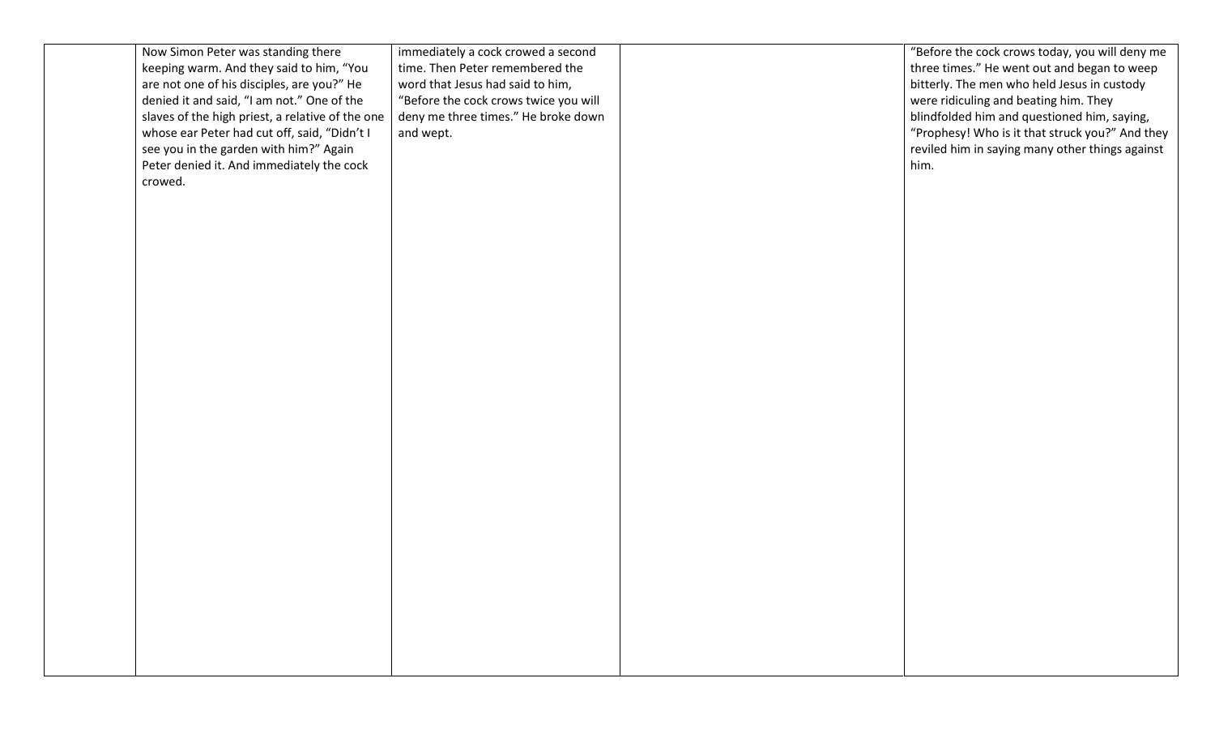|  | Now Simon Peter was standing there keeping warm. And they said to him, "You are not one of his disciples, are you?" He denied it and said, "I am not." One of the slaves of the high priest, a relative of the one whose ear Peter had cut off, said, "Didn't I see you in the garden with him?" Again Peter denied it. And immediately the cock crowed. | immediately a cock crowed a second time. Then Peter remembered the word that Jesus had said to him, "Before the cock crows twice you will deny me three times." He broke down and wept. |  | "Before the cock crows today, you will deny me three times." He went out and began to weep bitterly. The men who held Jesus in custody were ridiculing and beating him. They blindfolded him and questioned him, saying, "Prophesy! Who is it that struck you?" And they reviled him in saying many other things against him. |
|---|---|---|---|---|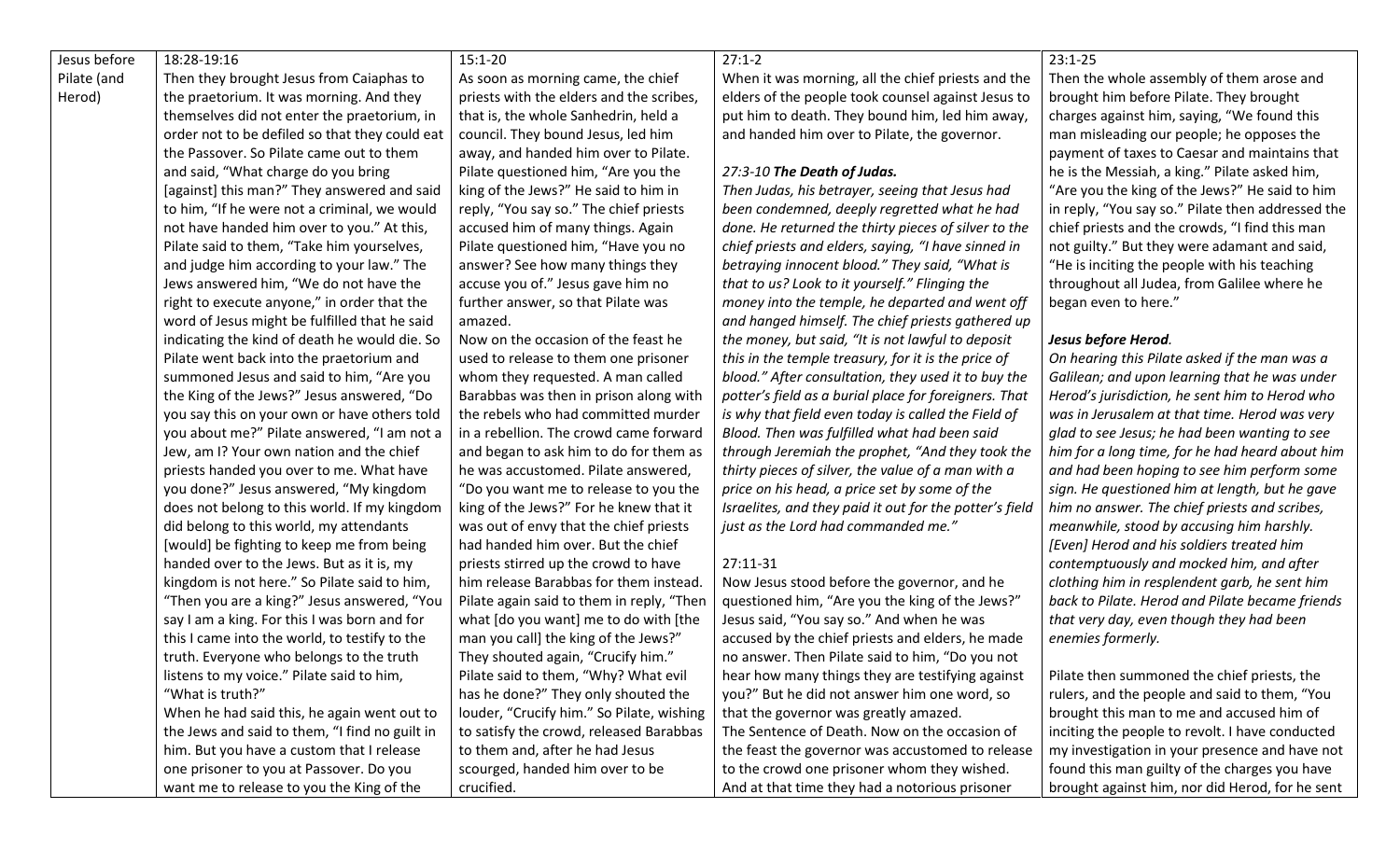| Jesus before Pilate (and Herod) | 18:28-19:16<br>Then they brought Jesus from Caiaphas to the praetorium. It was morning. And they themselves did not enter the praetorium, in order not to be defiled so that they could eat the Passover. So Pilate came out to them and said, "What charge do you bring [against] this man?" They answered and said to him, "If he were not a criminal, we would not have handed him over to you." At this, Pilate said to them, "Take him yourselves, and judge him according to your law." The Jews answered him, "We do not have the right to execute anyone," in order that the word of Jesus might be fulfilled that he said indicating the kind of death he would die. So Pilate went back into the praetorium and summoned Jesus and said to him, "Are you the King of the Jews?" Jesus answered, "Do you say this on your own or have others told you about me?" Pilate answered, "I am not a Jew, am I? Your own nation and the chief priests handed you over to me. What have you done?" Jesus answered, "My kingdom does not belong to this world. If my kingdom did belong to this world, my attendants [would] be fighting to keep me from being handed over to the Jews. But as it is, my kingdom is not here." So Pilate said to him, "Then you are a king?" Jesus answered, "You say I am a king. For this I was born and for this I came into the world, to testify to the truth. Everyone who belongs to the truth listens to my voice." Pilate said to him, "What is truth?"<br>When he had said this, he again went out to the Jews and said to them, "I find no guilt in him. But you have a custom that I release one prisoner to you at Passover. Do you want me to release to you the King of the | 15:1-20<br>As soon as morning came, the chief priests with the elders and the scribes, that is, the whole Sanhedrin, held a council. They bound Jesus, led him away, and handed him over to Pilate. Pilate questioned him, "Are you the king of the Jews?" He said to him in reply, "You say so." The chief priests accused him of many things. Again Pilate questioned him, "Have you no answer? See how many things they accuse you of." Jesus gave him no further answer, so that Pilate was amazed.<br>Now on the occasion of the feast he used to release to them one prisoner whom they requested. A man called Barabbas was then in prison along with the rebels who had committed murder in a rebellion. The crowd came forward and began to ask him to do for them as he was accustomed. Pilate answered, "Do you want me to release to you the king of the Jews?" For he knew that it was out of envy that the chief priests had handed him over. But the chief priests stirred up the crowd to have him release Barabbas for them instead. Pilate again said to them in reply, "Then what [do you want] me to do with [the man you call] the king of the Jews?" They shouted again, "Crucify him." Pilate said to them, "Why? What evil has he done?" They only shouted the louder, "Crucify him." So Pilate, wishing to satisfy the crowd, released Barabbas to them and, after he had Jesus scourged, handed him over to be crucified. | 27:1-2<br>When it was morning, all the chief priests and the elders of the people took counsel against Jesus to put him to death. They bound him, led him away, and handed him over to Pilate, the governor.<br><br>*27:3-10* ***The Death of Judas.***<br>*Then Judas, his betrayer, seeing that Jesus had been condemned, deeply regretted what he had done. He returned the thirty pieces of silver to the chief priests and elders, saying, "I have sinned in betraying innocent blood." They said, "What is that to us? Look to it yourself." Flinging the money into the temple, he departed and went off and hanged himself. The chief priests gathered up the money, but said, "It is not lawful to deposit this in the temple treasury, for it is the price of blood." After consultation, they used it to buy the potter's field as a burial place for foreigners. That is why that field even today is called the Field of Blood. Then was fulfilled what had been said through Jeremiah the prophet, "And they took the thirty pieces of silver, the value of a man with a price on his head, a price set by some of the Israelites, and they paid it out for the potter's field just as the Lord had commanded me."*<br><br>27:11-31<br>Now Jesus stood before the governor, and he questioned him, "Are you the king of the Jews?" Jesus said, "You say so." And when he was accused by the chief priests and elders, he made no answer. Then Pilate said to him, "Do you not hear how many things they are testifying against you?" But he did not answer him one word, so that the governor was greatly amazed.<br>The Sentence of Death. Now on the occasion of the feast the governor was accustomed to release to the crowd one prisoner whom they wished. And at that time they had a notorious prisoner | 23:1-25<br>Then the whole assembly of them arose and brought him before Pilate. They brought charges against him, saying, "We found this man misleading our people; he opposes the payment of taxes to Caesar and maintains that he is the Messiah, a king." Pilate asked him, "Are you the king of the Jews?" He said to him in reply, "You say so." Pilate then addressed the chief priests and the crowds, "I find this man not guilty." But they were adamant and said, "He is inciting the people with his teaching throughout all Judea, from Galilee where he began even to here."<br><br>***Jesus before Herod.***<br>*On hearing this Pilate asked if the man was a Galilean; and upon learning that he was under Herod's jurisdiction, he sent him to Herod who was in Jerusalem at that time. Herod was very glad to see Jesus; he had been wanting to see him for a long time, for he had heard about him and had been hoping to see him perform some sign. He questioned him at length, but he gave him no answer. The chief priests and scribes, meanwhile, stood by accusing him harshly. [Even] Herod and his soldiers treated him contemptuously and mocked him, and after clothing him in resplendent garb, he sent him back to Pilate. Herod and Pilate became friends that very day, even though they had been enemies formerly.*<br><br>Pilate then summoned the chief priests, the rulers, and the people and said to them, "You brought this man to me and accused him of inciting the people to revolt. I have conducted my investigation in your presence and have not found this man guilty of the charges you have brought against him, nor did Herod, for he sent |
|---|---|---|---|---|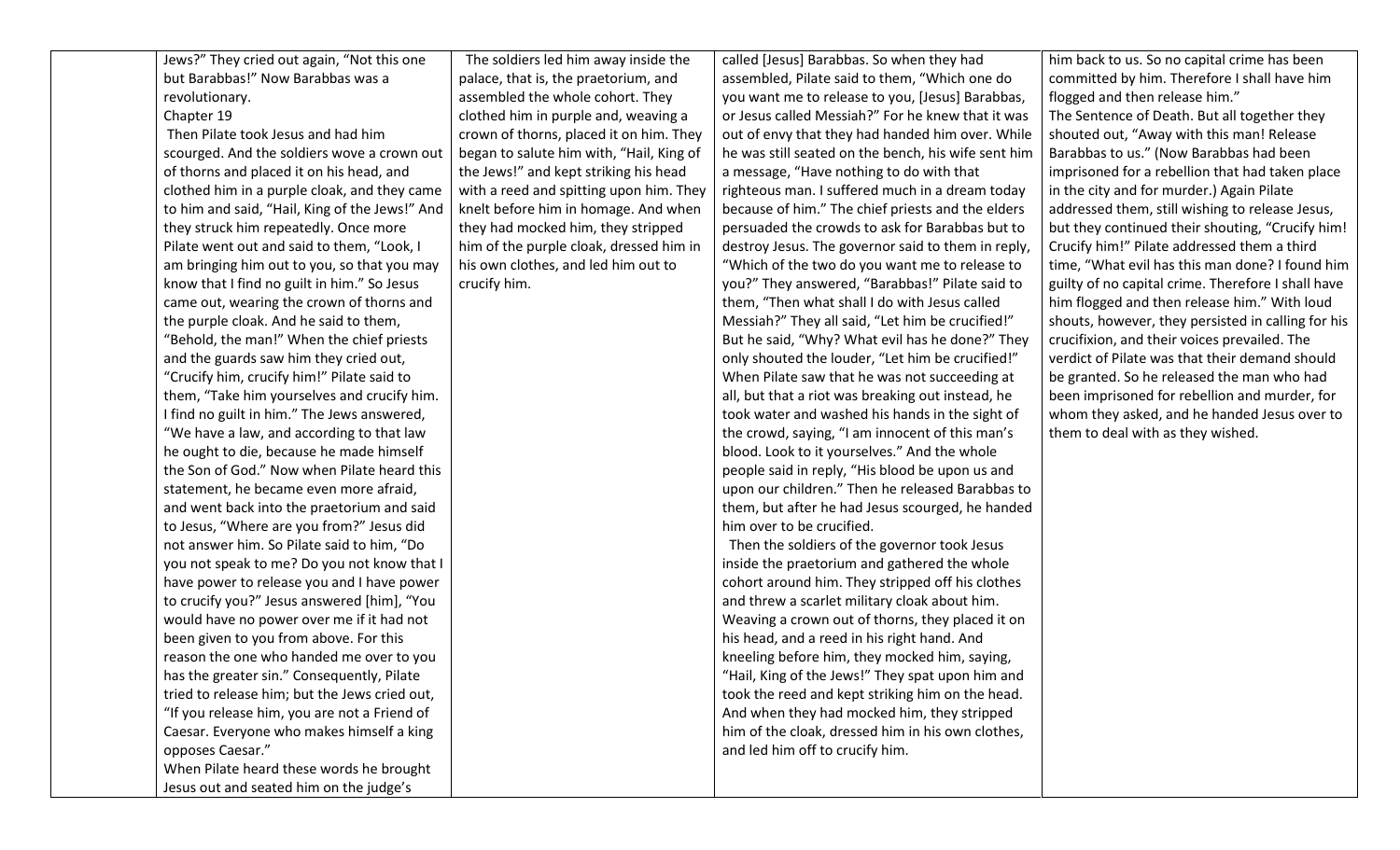| | | | | |
|---|---|---|---|---|
| | Jews?" They cried out again, "Not this one but Barabbas!" Now Barabbas was a revolutionary.<br>Chapter 19<br>Then Pilate took Jesus and had him scourged. And the soldiers wove a crown out of thorns and placed it on his head, and clothed him in a purple cloak, and they came to him and said, "Hail, King of the Jews!" And they struck him repeatedly. Once more Pilate went out and said to them, "Look, I am bringing him out to you, so that you may know that I find no guilt in him." So Jesus came out, wearing the crown of thorns and the purple cloak. And he said to them, "Behold, the man!" When the chief priests and the guards saw him they cried out, "Crucify him, crucify him!" Pilate said to them, "Take him yourselves and crucify him. I find no guilt in him." The Jews answered, "We have a law, and according to that law he ought to die, because he made himself the Son of God." Now when Pilate heard this statement, he became even more afraid, and went back into the praetorium and said to Jesus, "Where are you from?" Jesus did not answer him. So Pilate said to him, "Do you not speak to me? Do you not know that I have power to release you and I have power to crucify you?" Jesus answered [him], "You would have no power over me if it had not been given to you from above. For this reason the one who handed me over to you has the greater sin." Consequently, Pilate tried to release him; but the Jews cried out, "If you release him, you are not a Friend of Caesar. Everyone who makes himself a king opposes Caesar."<br>When Pilate heard these words he brought Jesus out and seated him on the judge's | The soldiers led him away inside the palace, that is, the praetorium, and assembled the whole cohort. They clothed him in purple and, weaving a crown of thorns, placed it on him. They began to salute him with, "Hail, King of the Jews!" and kept striking his head with a reed and spitting upon him. They knelt before him in homage. And when they had mocked him, they stripped him of the purple cloak, dressed him in his own clothes, and led him out to crucify him. | called [Jesus] Barabbas. So when they had assembled, Pilate said to them, "Which one do you want me to release to you, [Jesus] Barabbas, or Jesus called Messiah?" For he knew that it was out of envy that they had handed him over. While he was still seated on the bench, his wife sent him a message, "Have nothing to do with that righteous man. I suffered much in a dream today because of him." The chief priests and the elders persuaded the crowds to ask for Barabbas but to destroy Jesus. The governor said to them in reply, "Which of the two do you want me to release to you?" They answered, "Barabbas!" Pilate said to them, "Then what shall I do with Jesus called Messiah?" They all said, "Let him be crucified!" But he said, "Why? What evil has he done?" They only shouted the louder, "Let him be crucified!" When Pilate saw that he was not succeeding at all, but that a riot was breaking out instead, he took water and washed his hands in the sight of the crowd, saying, "I am innocent of this man's blood. Look to it yourselves." And the whole people said in reply, "His blood be upon us and upon our children." Then he released Barabbas to them, but after he had Jesus scourged, he handed him over to be crucified.<br>Then the soldiers of the governor took Jesus inside the praetorium and gathered the whole cohort around him. They stripped off his clothes and threw a scarlet military cloak about him. Weaving a crown out of thorns, they placed it on his head, and a reed in his right hand. And kneeling before him, they mocked him, saying, "Hail, King of the Jews!" They spat upon him and took the reed and kept striking him on the head. And when they had mocked him, they stripped him of the cloak, dressed him in his own clothes, and led him off to crucify him. | him back to us. So no capital crime has been committed by him. Therefore I shall have him flogged and then release him."<br>The Sentence of Death. But all together they shouted out, "Away with this man! Release Barabbas to us." (Now Barabbas had been imprisoned for a rebellion that had taken place in the city and for murder.) Again Pilate addressed them, still wishing to release Jesus, but they continued their shouting, "Crucify him! Crucify him!" Pilate addressed them a third time, "What evil has this man done? I found him guilty of no capital crime. Therefore I shall have him flogged and then release him." With loud shouts, however, they persisted in calling for his crucifixion, and their voices prevailed. The verdict of Pilate was that their demand should be granted. So he released the man who had been imprisoned for rebellion and murder, for whom they asked, and he handed Jesus over to them to deal with as they wished. |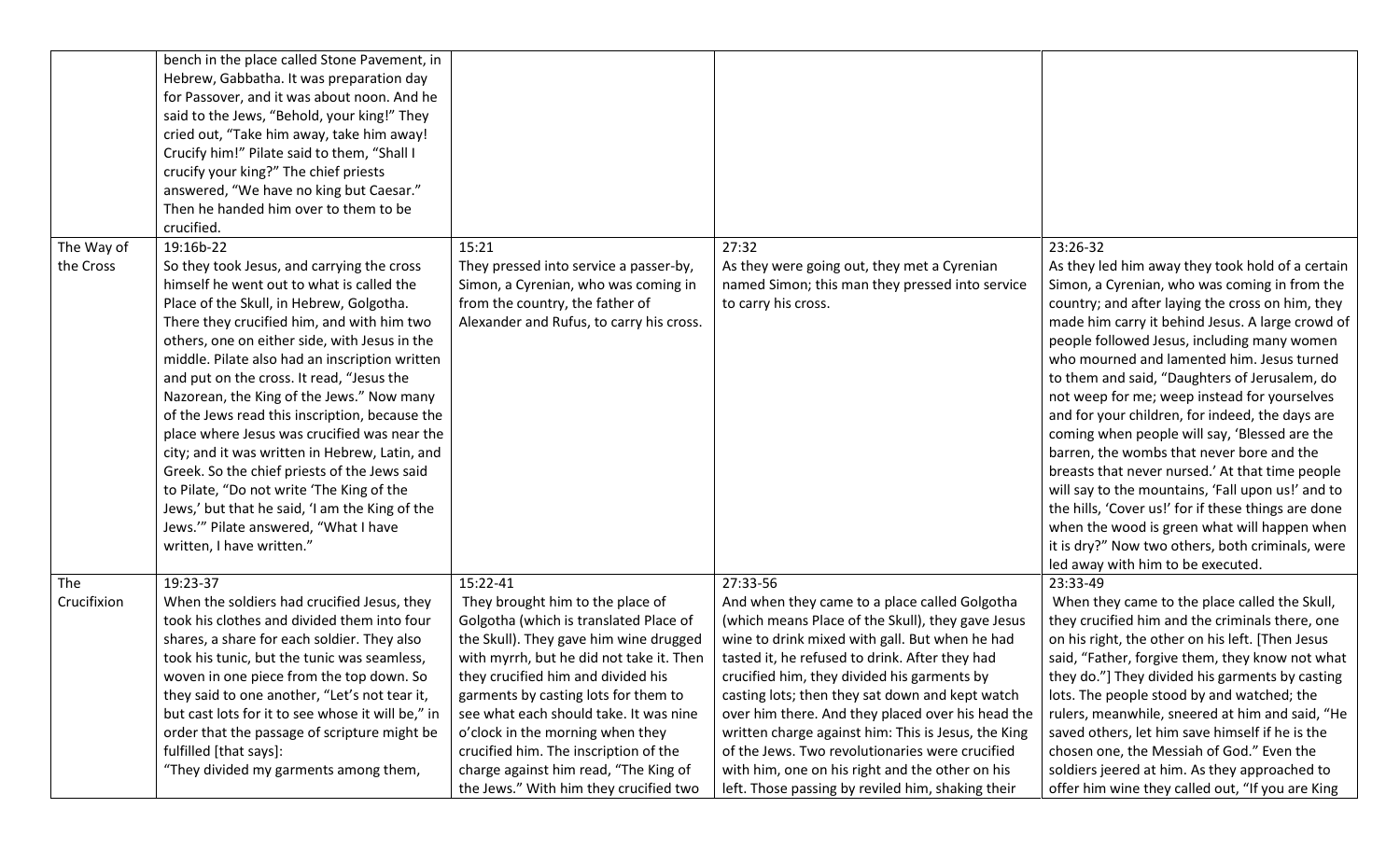| | | | | |
|---|---|---|---|---|
| | bench in the place called Stone Pavement, in Hebrew, Gabbatha. It was preparation day for Passover, and it was about noon. And he said to the Jews, "Behold, your king!" They cried out, "Take him away, take him away! Crucify him!" Pilate said to them, "Shall I crucify your king?" The chief priests answered, "We have no king but Caesar." Then he handed him over to them to be crucified. | | | |
| The Way of the Cross | 19:16b-22<br>So they took Jesus, and carrying the cross himself he went out to what is called the Place of the Skull, in Hebrew, Golgotha. There they crucified him, and with him two others, one on either side, with Jesus in the middle. Pilate also had an inscription written and put on the cross. It read, "Jesus the Nazorean, the King of the Jews." Now many of the Jews read this inscription, because the place where Jesus was crucified was near the city; and it was written in Hebrew, Latin, and Greek. So the chief priests of the Jews said to Pilate, "Do not write 'The King of the Jews,' but that he said, 'I am the King of the Jews.'" Pilate answered, "What I have written, I have written." | 15:21<br>They pressed into service a passer-by, Simon, a Cyrenian, who was coming in from the country, the father of Alexander and Rufus, to carry his cross. | 27:32<br>As they were going out, they met a Cyrenian named Simon; this man they pressed into service to carry his cross. | 23:26-32<br>As they led him away they took hold of a certain Simon, a Cyrenian, who was coming in from the country; and after laying the cross on him, they made him carry it behind Jesus. A large crowd of people followed Jesus, including many women who mourned and lamented him. Jesus turned to them and said, "Daughters of Jerusalem, do not weep for me; weep instead for yourselves and for your children, for indeed, the days are coming when people will say, 'Blessed are the barren, the wombs that never bore and the breasts that never nursed.' At that time people will say to the mountains, 'Fall upon us!' and to the hills, 'Cover us!' for if these things are done when the wood is green what will happen when it is dry?" Now two others, both criminals, were led away with him to be executed. |
| The Crucifixion | 19:23-37<br>When the soldiers had crucified Jesus, they took his clothes and divided them into four shares, a share for each soldier. They also took his tunic, but the tunic was seamless, woven in one piece from the top down. So they said to one another, "Let's not tear it, but cast lots for it to see whose it will be," in order that the passage of scripture might be fulfilled [that says]:<br>"They divided my garments among them, | 15:22-41<br>They brought him to the place of Golgotha (which is translated Place of the Skull). They gave him wine drugged with myrrh, but he did not take it. Then they crucified him and divided his garments by casting lots for them to see what each should take. It was nine o'clock in the morning when they crucified him. The inscription of the charge against him read, "The King of the Jews." With him they crucified two | 27:33-56<br>And when they came to a place called Golgotha (which means Place of the Skull), they gave Jesus wine to drink mixed with gall. But when he had tasted it, he refused to drink. After they had crucified him, they divided his garments by casting lots; then they sat down and kept watch over him there. And they placed over his head the written charge against him: This is Jesus, the King of the Jews. Two revolutionaries were crucified with him, one on his right and the other on his left. Those passing by reviled him, shaking their | 23:33-49<br>When they came to the place called the Skull, they crucified him and the criminals there, one on his right, the other on his left. [Then Jesus said, "Father, forgive them, they know not what they do."] They divided his garments by casting lots. The people stood by and watched; the rulers, meanwhile, sneered at him and said, "He saved others, let him save himself if he is the chosen one, the Messiah of God." Even the soldiers jeered at him. As they approached to offer him wine they called out, "If you are King |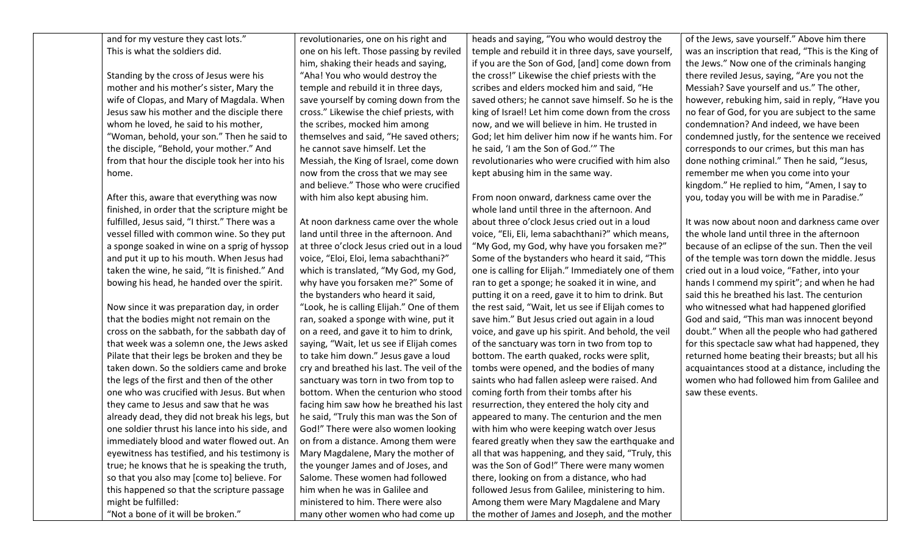| | | | | |
|---|---|---|---|---|
| | and for my vesture they cast lots."<br>This is what the soldiers did.<br><br>Standing by the cross of Jesus were his mother and his mother's sister, Mary the wife of Clopas, and Mary of Magdala. When Jesus saw his mother and the disciple there whom he loved, he said to his mother, "Woman, behold, your son." Then he said to the disciple, "Behold, your mother." And from that hour the disciple took her into his home.<br><br>After this, aware that everything was now finished, in order that the scripture might be fulfilled, Jesus said, "I thirst." There was a vessel filled with common wine. So they put a sponge soaked in wine on a sprig of hyssop and put it up to his mouth. When Jesus had taken the wine, he said, "It is finished." And bowing his head, he handed over the spirit.<br><br>Now since it was preparation day, in order that the bodies might not remain on the cross on the sabbath, for the sabbath day of that week was a solemn one, the Jews asked Pilate that their legs be broken and they be taken down. So the soldiers came and broke the legs of the first and then of the other one who was crucified with Jesus. But when they came to Jesus and saw that he was already dead, they did not break his legs, but one soldier thrust his lance into his side, and immediately blood and water flowed out. An eyewitness has testified, and his testimony is true; he knows that he is speaking the truth, so that you also may [come to] believe. For this happened so that the scripture passage might be fulfilled:<br>"Not a bone of it will be broken." | revolutionaries, one on his right and one on his left. Those passing by reviled him, shaking their heads and saying, "Aha! You who would destroy the temple and rebuild it in three days, save yourself by coming down from the cross." Likewise the chief priests, with the scribes, mocked him among themselves and said, "He saved others; he cannot save himself. Let the Messiah, the King of Israel, come down now from the cross that we may see and believe." Those who were crucified with him also kept abusing him.<br><br>At noon darkness came over the whole land until three in the afternoon. And at three o'clock Jesus cried out in a loud voice, "Eloi, Eloi, lema sabachthani?" which is translated, "My God, my God, why have you forsaken me?" Some of the bystanders who heard it said, "Look, he is calling Elijah." One of them ran, soaked a sponge with wine, put it on a reed, and gave it to him to drink, saying, "Wait, let us see if Elijah comes to take him down." Jesus gave a loud cry and breathed his last. The veil of the sanctuary was torn in two from top to bottom. When the centurion who stood facing him saw how he breathed his last he said, "Truly this man was the Son of God!" There were also women looking on from a distance. Among them were Mary Magdalene, Mary the mother of the younger James and of Joses, and Salome. These women had followed him when he was in Galilee and ministered to him. There were also many other women who had come up | heads and saying, "You who would destroy the temple and rebuild it in three days, save yourself, if you are the Son of God, [and] come down from the cross!" Likewise the chief priests with the scribes and elders mocked him and said, "He saved others; he cannot save himself. So he is the king of Israel! Let him come down from the cross now, and we will believe in him. He trusted in God; let him deliver him now if he wants him. For he said, 'I am the Son of God.'" The revolutionaries who were crucified with him also kept abusing him in the same way.<br><br>From noon onward, darkness came over the whole land until three in the afternoon. And about three o'clock Jesus cried out in a loud voice, "Eli, Eli, lema sabachthani?" which means, "My God, my God, why have you forsaken me?" Some of the bystanders who heard it said, "This one is calling for Elijah." Immediately one of them ran to get a sponge; he soaked it in wine, and putting it on a reed, gave it to him to drink. But the rest said, "Wait, let us see if Elijah comes to save him." But Jesus cried out again in a loud voice, and gave up his spirit. And behold, the veil of the sanctuary was torn in two from top to bottom. The earth quaked, rocks were split, tombs were opened, and the bodies of many saints who had fallen asleep were raised. And coming forth from their tombs after his resurrection, they entered the holy city and appeared to many. The centurion and the men with him who were keeping watch over Jesus feared greatly when they saw the earthquake and all that was happening, and they said, "Truly, this was the Son of God!" There were many women there, looking on from a distance, who had followed Jesus from Galilee, ministering to him. Among them were Mary Magdalene and Mary the mother of James and Joseph, and the mother | of the Jews, save yourself." Above him there was an inscription that read, "This is the King of the Jews." Now one of the criminals hanging there reviled Jesus, saying, "Are you not the Messiah? Save yourself and us." The other, however, rebuking him, said in reply, "Have you no fear of God, for you are subject to the same condemnation? And indeed, we have been condemned justly, for the sentence we received corresponds to our crimes, but this man has done nothing criminal." Then he said, "Jesus, remember me when you come into your kingdom." He replied to him, "Amen, I say to you, today you will be with me in Paradise."<br><br>It was now about noon and darkness came over the whole land until three in the afternoon because of an eclipse of the sun. Then the veil of the temple was torn down the middle. Jesus cried out in a loud voice, "Father, into your hands I commend my spirit"; and when he had said this he breathed his last. The centurion who witnessed what had happened glorified God and said, "This man was innocent beyond doubt." When all the people who had gathered for this spectacle saw what had happened, they returned home beating their breasts; but all his acquaintances stood at a distance, including the women who had followed him from Galilee and saw these events. |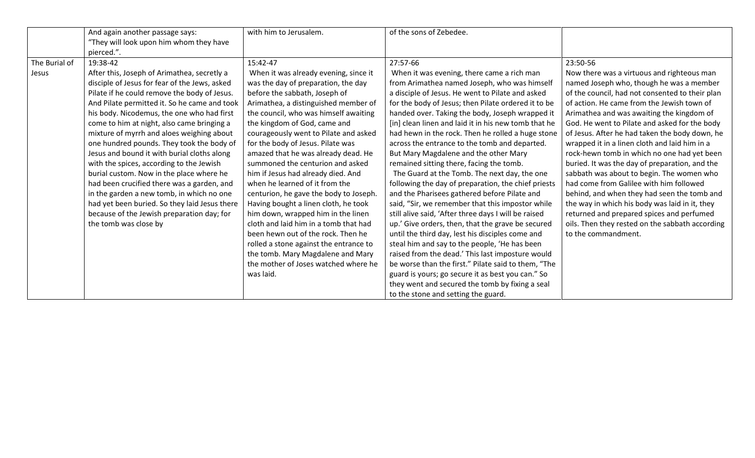| | | | | |
|---|---|---|---|---|
| | And again another passage says: "They will look upon him whom they have pierced.". | with him to Jerusalem. | of the sons of Zebedee. | |
| The Burial of Jesus | 19:38-42<br>After this, Joseph of Arimathea, secretly a disciple of Jesus for fear of the Jews, asked Pilate if he could remove the body of Jesus. And Pilate permitted it. So he came and took his body. Nicodemus, the one who had first come to him at night, also came bringing a mixture of myrrh and aloes weighing about one hundred pounds. They took the body of Jesus and bound it with burial cloths along with the spices, according to the Jewish burial custom. Now in the place where he had been crucified there was a garden, and in the garden a new tomb, in which no one had yet been buried. So they laid Jesus there because of the Jewish preparation day; for the tomb was close by | 15:42-47<br>When it was already evening, since it was the day of preparation, the day before the sabbath, Joseph of Arimathea, a distinguished member of the council, who was himself awaiting the kingdom of God, came and courageously went to Pilate and asked for the body of Jesus. Pilate was amazed that he was already dead. He summoned the centurion and asked him if Jesus had already died. And when he learned of it from the centurion, he gave the body to Joseph. Having bought a linen cloth, he took him down, wrapped him in the linen cloth and laid him in a tomb that had been hewn out of the rock. Then he rolled a stone against the entrance to the tomb. Mary Magdalene and Mary the mother of Joses watched where he was laid. | 27:57-66<br>When it was evening, there came a rich man from Arimathea named Joseph, who was himself a disciple of Jesus. He went to Pilate and asked for the body of Jesus; then Pilate ordered it to be handed over. Taking the body, Joseph wrapped it [in] clean linen and laid it in his new tomb that he had hewn in the rock. Then he rolled a huge stone across the entrance to the tomb and departed. But Mary Magdalene and the other Mary remained sitting there, facing the tomb.<br>The Guard at the Tomb. The next day, the one following the day of preparation, the chief priests and the Pharisees gathered before Pilate and said, "Sir, we remember that this impostor while still alive said, 'After three days I will be raised up.' Give orders, then, that the grave be secured until the third day, lest his disciples come and steal him and say to the people, 'He has been raised from the dead.' This last imposture would be worse than the first." Pilate said to them, "The guard is yours; go secure it as best you can." So they went and secured the tomb by fixing a seal to the stone and setting the guard. | 23:50-56<br>Now there was a virtuous and righteous man named Joseph who, though he was a member of the council, had not consented to their plan of action. He came from the Jewish town of Arimathea and was awaiting the kingdom of God. He went to Pilate and asked for the body of Jesus. After he had taken the body down, he wrapped it in a linen cloth and laid him in a rock-hewn tomb in which no one had yet been buried. It was the day of preparation, and the sabbath was about to begin. The women who had come from Galilee with him followed behind, and when they had seen the tomb and the way in which his body was laid in it, they returned and prepared spices and perfumed oils. Then they rested on the sabbath according to the commandment. |